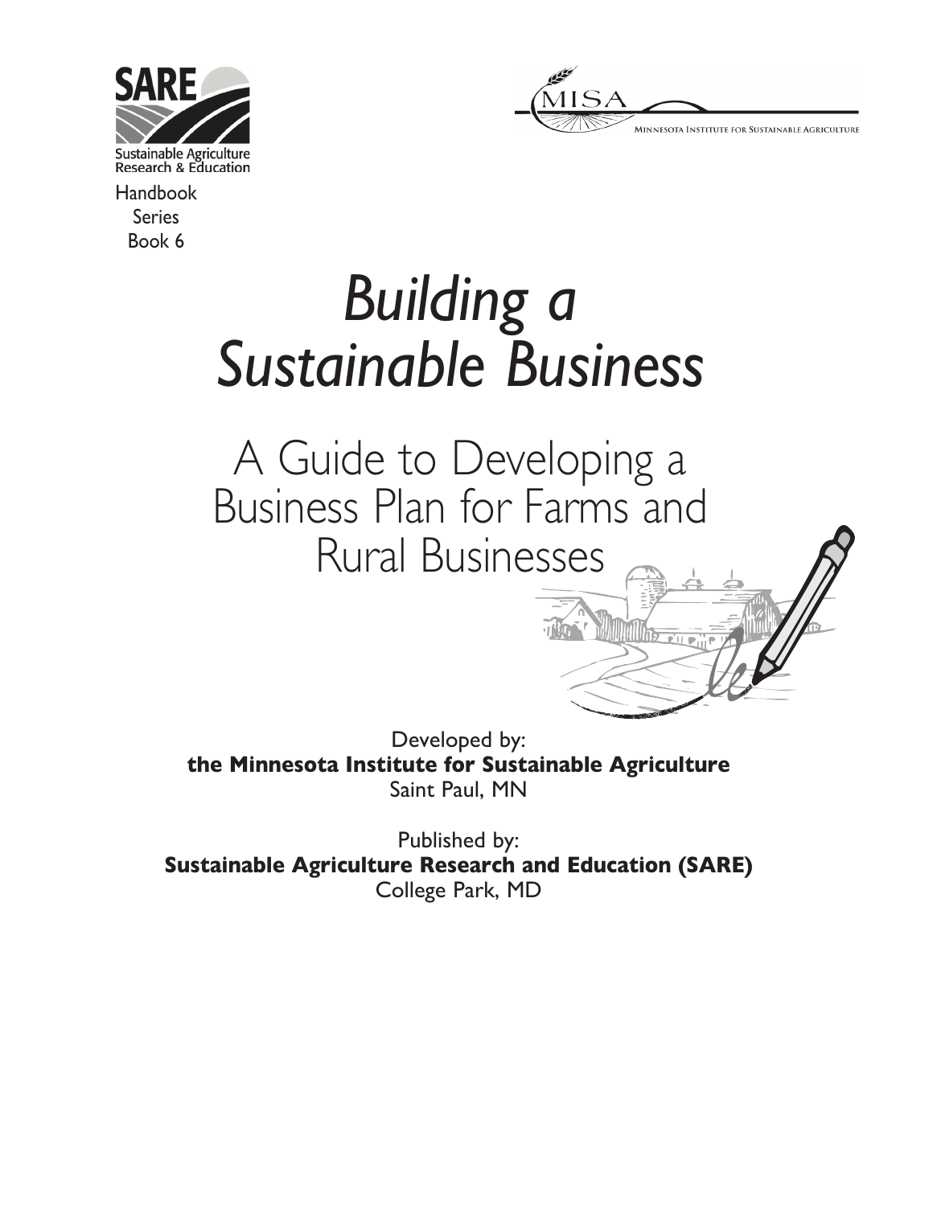SARE

Sustainable Agriculture Research & Education

Handbook Series Book 6

MISA

Minnesota Institute for Sustainable Agriculture

# *Building a Sustainable Business*

## A Guide to Developing a Business Plan for Farms and Rural Businesses

Developed by:
**the Minnesota Institute for Sustainable Agriculture**
Saint Paul, MN

Published by:
**Sustainable Agriculture Research and Education (SARE)**
College Park, MD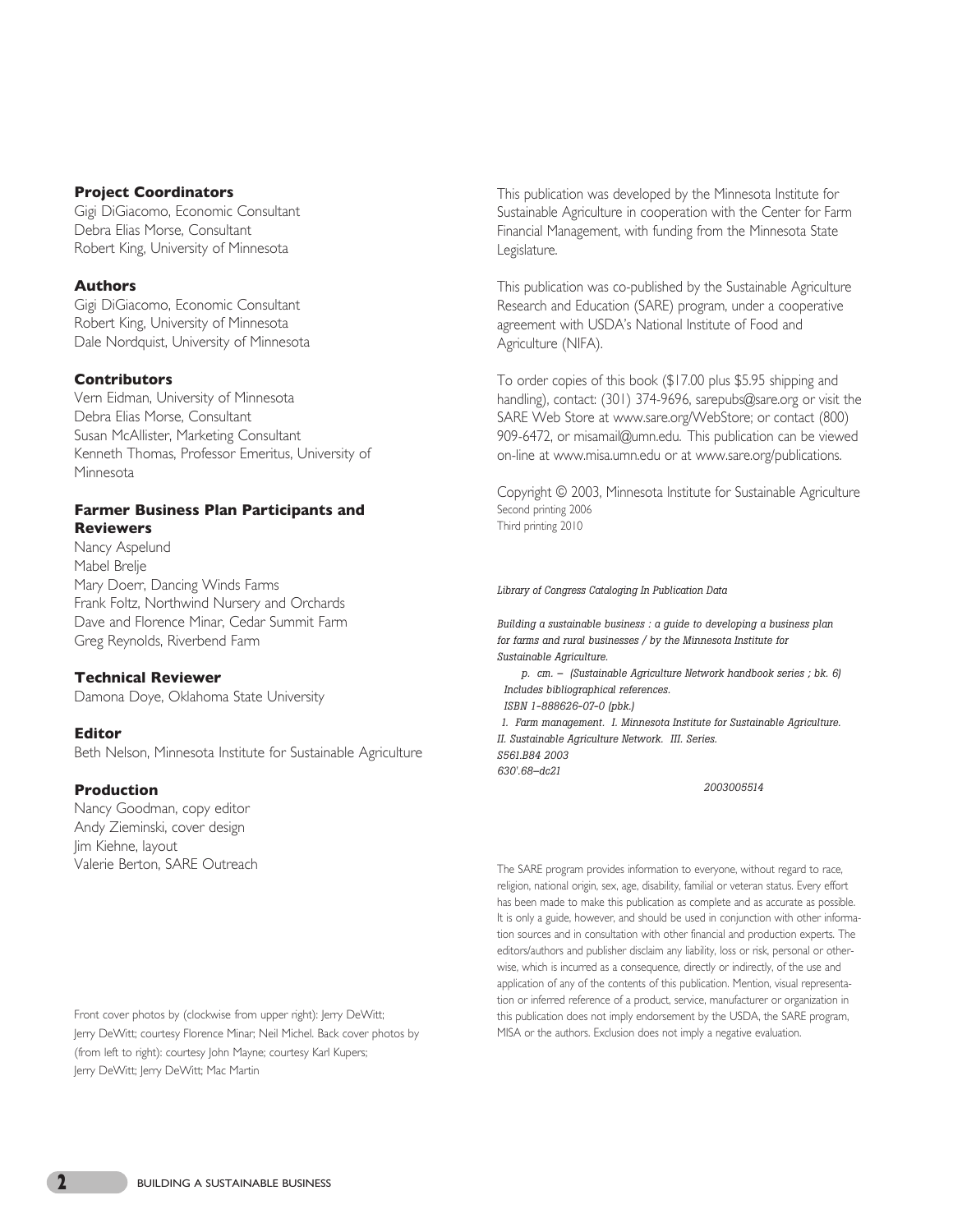### Project Coordinators

Gigi DiGiacomo, Economic Consultant
Debra Elias Morse, Consultant
Robert King, University of Minnesota

### Authors

Gigi DiGiacomo, Economic Consultant
Robert King, University of Minnesota
Dale Nordquist, University of Minnesota

### Contributors

Vern Eidman, University of Minnesota
Debra Elias Morse, Consultant
Susan McAllister, Marketing Consultant
Kenneth Thomas, Professor Emeritus, University of Minnesota

### Farmer Business Plan Participants and Reviewers

Nancy Aspelund
Mabel Brelje
Mary Doerr, Dancing Winds Farms
Frank Foltz, Northwind Nursery and Orchards
Dave and Florence Minar, Cedar Summit Farm
Greg Reynolds, Riverbend Farm

### Technical Reviewer

Damona Doye, Oklahoma State University

### Editor

Beth Nelson, Minnesota Institute for Sustainable Agriculture

### Production

Nancy Goodman, copy editor
Andy Zieminski, cover design
Jim Kiehne, layout
Valerie Berton, SARE Outreach

Front cover photos by (clockwise from upper right): Jerry DeWitt; Jerry DeWitt; courtesy Florence Minar; Neil Michel. Back cover photos by (from left to right): courtesy John Mayne; courtesy Karl Kupers; Jerry DeWitt; Jerry DeWitt; Mac Martin

This publication was developed by the Minnesota Institute for Sustainable Agriculture in cooperation with the Center for Farm Financial Management, with funding from the Minnesota State Legislature.

This publication was co-published by the Sustainable Agriculture Research and Education (SARE) program, under a cooperative agreement with USDA's National Institute of Food and Agriculture (NIFA).

To order copies of this book ($17.00 plus $5.95 shipping and handling), contact: (301) 374-9696, sarepubs@sare.org or visit the SARE Web Store at www.sare.org/WebStore; or contact (800) 909-6472, or misamail@umn.edu. This publication can be viewed on-line at www.misa.umn.edu or at www.sare.org/publications.

Copyright © 2003, Minnesota Institute for Sustainable Agriculture
Second printing 2006
Third printing 2010

*Library of Congress Cataloging In Publication Data*

*Building a sustainable business : a guide to developing a business plan for farms and rural businesses / by the Minnesota Institute for Sustainable Agriculture.*
*p. cm. – (Sustainable Agriculture Network handbook series ; bk. 6)*
*Includes bibliographical references.*
*ISBN 1-888626-07-0 (pbk.)*
*1. Farm management. I. Minnesota Institute for Sustainable Agriculture. II. Sustainable Agriculture Network. III. Series.*
*S561.B84 2003*
*630'.68–dc21*
*2003005514*

The SARE program provides information to everyone, without regard to race, religion, national origin, sex, age, disability, familial or veteran status. Every effort has been made to make this publication as complete and as accurate as possible. It is only a guide, however, and should be used in conjunction with other information sources and in consultation with other financial and production experts. The editors/authors and publisher disclaim any liability, loss or risk, personal or otherwise, which is incurred as a consequence, directly or indirectly, of the use and application of any of the contents of this publication. Mention, visual representation or inferred reference of a product, service, manufacturer or organization in this publication does not imply endorsement by the USDA, the SARE program, MISA or the authors. Exclusion does not imply a negative evaluation.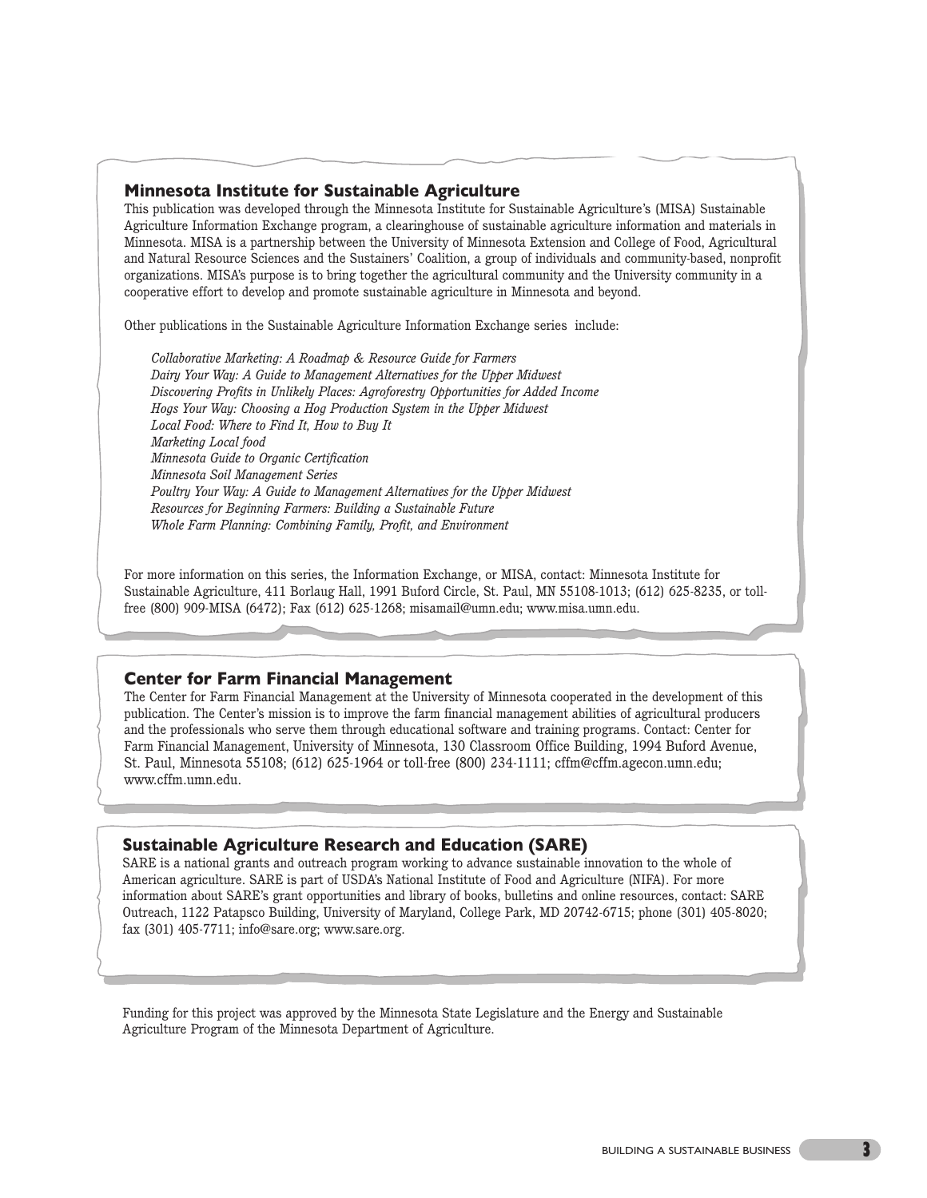## Minnesota Institute for Sustainable Agriculture

This publication was developed through the Minnesota Institute for Sustainable Agriculture's (MISA) Sustainable Agriculture Information Exchange program, a clearinghouse of sustainable agriculture information and materials in Minnesota. MISA is a partnership between the University of Minnesota Extension and College of Food, Agricultural and Natural Resource Sciences and the Sustainers' Coalition, a group of individuals and community-based, nonprofit organizations. MISA's purpose is to bring together the agricultural community and the University community in a cooperative effort to develop and promote sustainable agriculture in Minnesota and beyond.

Other publications in the Sustainable Agriculture Information Exchange series include:

*Collaborative Marketing: A Roadmap & Resource Guide for Farmers*
*Dairy Your Way: A Guide to Management Alternatives for the Upper Midwest*
*Discovering Profits in Unlikely Places: Agroforestry Opportunities for Added Income*
*Hogs Your Way: Choosing a Hog Production System in the Upper Midwest*
*Local Food: Where to Find It, How to Buy It*
*Marketing Local food*
*Minnesota Guide to Organic Certification*
*Minnesota Soil Management Series*
*Poultry Your Way: A Guide to Management Alternatives for the Upper Midwest*
*Resources for Beginning Farmers: Building a Sustainable Future*
*Whole Farm Planning: Combining Family, Profit, and Environment*

For more information on this series, the Information Exchange, or MISA, contact: Minnesota Institute for Sustainable Agriculture, 411 Borlaug Hall, 1991 Buford Circle, St. Paul, MN 55108-1013; (612) 625-8235, or toll-free (800) 909-MISA (6472); Fax (612) 625-1268; misamail@umn.edu; www.misa.umn.edu.

## Center for Farm Financial Management

The Center for Farm Financial Management at the University of Minnesota cooperated in the development of this publication. The Center's mission is to improve the farm financial management abilities of agricultural producers and the professionals who serve them through educational software and training programs. Contact: Center for Farm Financial Management, University of Minnesota, 130 Classroom Office Building, 1994 Buford Avenue, St. Paul, Minnesota 55108; (612) 625-1964 or toll-free (800) 234-1111; cffm@cffm.agecon.umn.edu; www.cffm.umn.edu.

## Sustainable Agriculture Research and Education (SARE)

SARE is a national grants and outreach program working to advance sustainable innovation to the whole of American agriculture. SARE is part of USDA's National Institute of Food and Agriculture (NIFA). For more information about SARE's grant opportunities and library of books, bulletins and online resources, contact: SARE Outreach, 1122 Patapsco Building, University of Maryland, College Park, MD 20742-6715; phone (301) 405-8020; fax (301) 405-7711; info@sare.org; www.sare.org.

Funding for this project was approved by the Minnesota State Legislature and the Energy and Sustainable Agriculture Program of the Minnesota Department of Agriculture.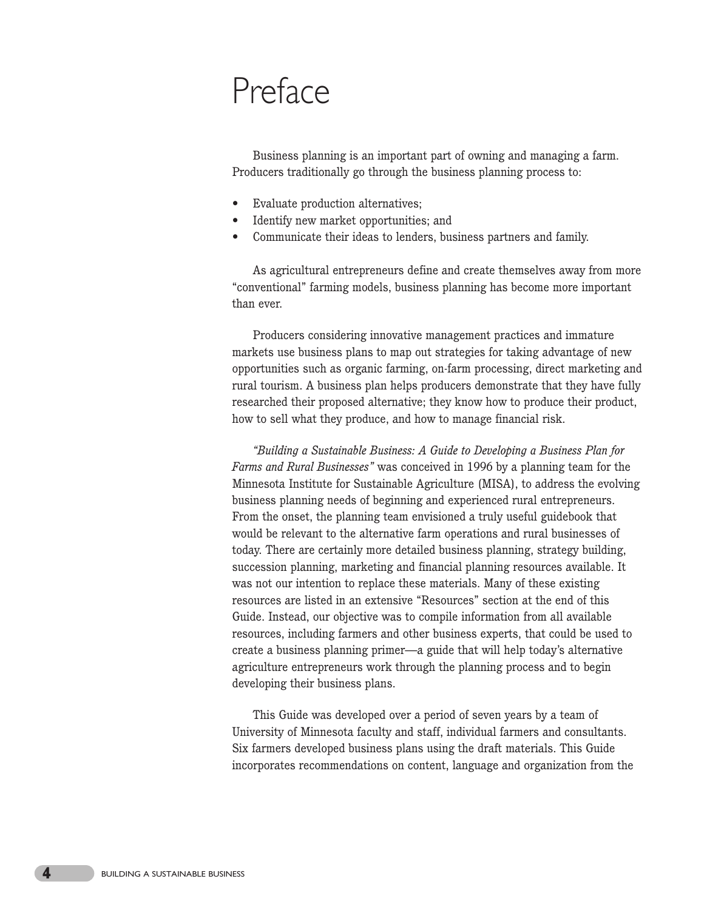# Preface

Business planning is an important part of owning and managing a farm. Producers traditionally go through the business planning process to:

- Evaluate production alternatives;
- Identify new market opportunities; and
- Communicate their ideas to lenders, business partners and family.

As agricultural entrepreneurs define and create themselves away from more "conventional" farming models, business planning has become more important than ever.

Producers considering innovative management practices and immature markets use business plans to map out strategies for taking advantage of new opportunities such as organic farming, on-farm processing, direct marketing and rural tourism. A business plan helps producers demonstrate that they have fully researched their proposed alternative; they know how to produce their product, how to sell what they produce, and how to manage financial risk.

*"Building a Sustainable Business: A Guide to Developing a Business Plan for Farms and Rural Businesses"* was conceived in 1996 by a planning team for the Minnesota Institute for Sustainable Agriculture (MISA), to address the evolving business planning needs of beginning and experienced rural entrepreneurs. From the onset, the planning team envisioned a truly useful guidebook that would be relevant to the alternative farm operations and rural businesses of today. There are certainly more detailed business planning, strategy building, succession planning, marketing and financial planning resources available. It was not our intention to replace these materials. Many of these existing resources are listed in an extensive "Resources" section at the end of this Guide. Instead, our objective was to compile information from all available resources, including farmers and other business experts, that could be used to create a business planning primer—a guide that will help today's alternative agriculture entrepreneurs work through the planning process and to begin developing their business plans.

This Guide was developed over a period of seven years by a team of University of Minnesota faculty and staff, individual farmers and consultants. Six farmers developed business plans using the draft materials. This Guide incorporates recommendations on content, language and organization from the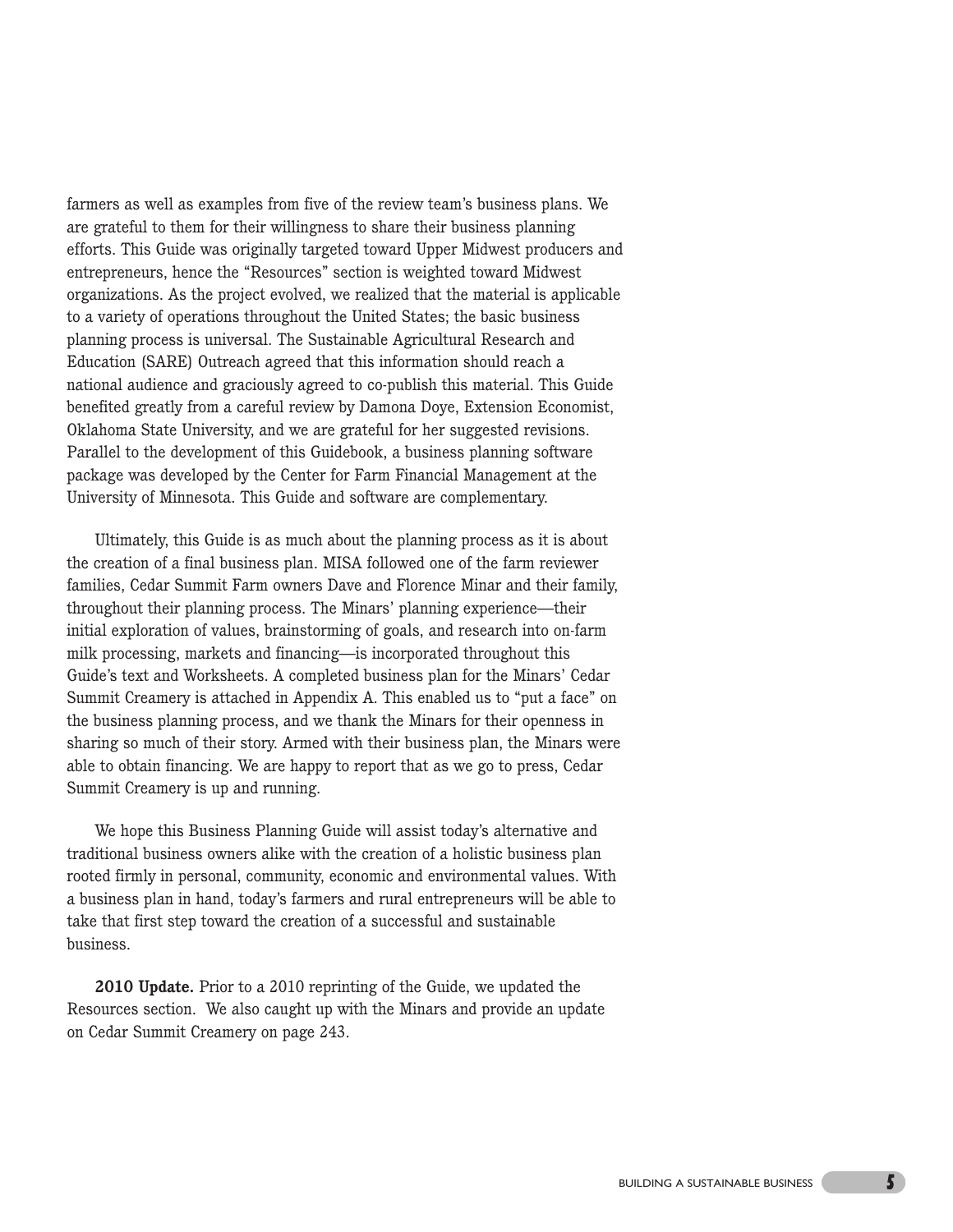farmers as well as examples from five of the review team's business plans. We are grateful to them for their willingness to share their business planning efforts. This Guide was originally targeted toward Upper Midwest producers and entrepreneurs, hence the "Resources" section is weighted toward Midwest organizations. As the project evolved, we realized that the material is applicable to a variety of operations throughout the United States; the basic business planning process is universal. The Sustainable Agricultural Research and Education (SARE) Outreach agreed that this information should reach a national audience and graciously agreed to co-publish this material. This Guide benefited greatly from a careful review by Damona Doye, Extension Economist, Oklahoma State University, and we are grateful for her suggested revisions. Parallel to the development of this Guidebook, a business planning software package was developed by the Center for Farm Financial Management at the University of Minnesota. This Guide and software are complementary.

Ultimately, this Guide is as much about the planning process as it is about the creation of a final business plan. MISA followed one of the farm reviewer families, Cedar Summit Farm owners Dave and Florence Minar and their family, throughout their planning process. The Minars' planning experience—their initial exploration of values, brainstorming of goals, and research into on-farm milk processing, markets and financing—is incorporated throughout this Guide's text and Worksheets. A completed business plan for the Minars' Cedar Summit Creamery is attached in Appendix A. This enabled us to "put a face" on the business planning process, and we thank the Minars for their openness in sharing so much of their story. Armed with their business plan, the Minars were able to obtain financing. We are happy to report that as we go to press, Cedar Summit Creamery is up and running.

We hope this Business Planning Guide will assist today's alternative and traditional business owners alike with the creation of a holistic business plan rooted firmly in personal, community, economic and environmental values. With a business plan in hand, today's farmers and rural entrepreneurs will be able to take that first step toward the creation of a successful and sustainable business.

**2010 Update.** Prior to a 2010 reprinting of the Guide, we updated the Resources section. We also caught up with the Minars and provide an update on Cedar Summit Creamery on page 243.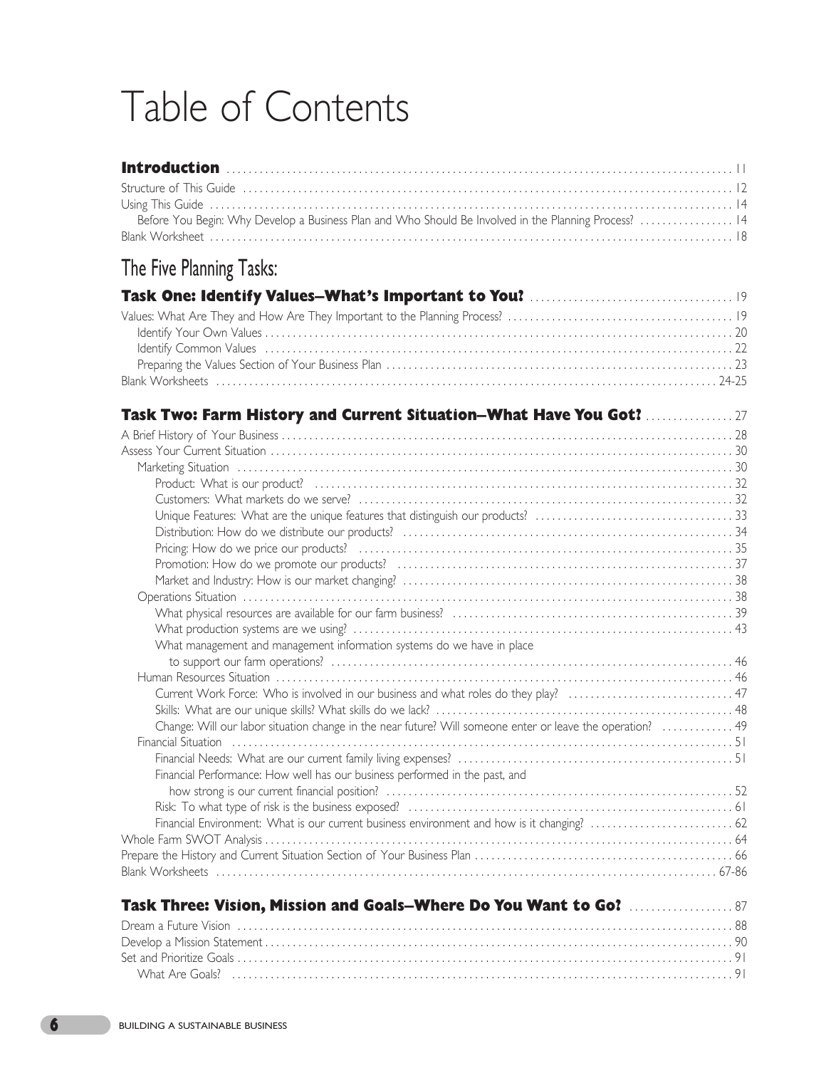# Table of Contents

**Introduction** . . . . . . 11

Structure of This Guide . . . . . . 12

Using This Guide . . . . . . 14

Before You Begin: Why Develop a Business Plan and Who Should Be Involved in the Planning Process? . . . . . . 14

Blank Worksheet . . . . . . 18

## The Five Planning Tasks:

### Task One: Identify Values–What's Important to You? . . . . . . 19

Values: What Are They and How Are They Important to the Planning Process? . . . . . . 19

- Identify Your Own Values . . . . . . 20
- Identify Common Values . . . . . . 22
- Preparing the Values Section of Your Business Plan . . . . . . 23

Blank Worksheets . . . . . . 24-25

### Task Two: Farm History and Current Situation–What Have You Got? . . . . . . 27

A Brief History of Your Business . . . . . . 28

Assess Your Current Situation . . . . . . 30

- Marketing Situation . . . . . . 30
  - Product: What is our product? . . . . . . 32
  - Customers: What markets do we serve? . . . . . . 32
  - Unique Features: What are the unique features that distinguish our products? . . . . . . 33
  - Distribution: How do we distribute our products? . . . . . . 34
  - Pricing: How do we price our products? . . . . . . 35
  - Promotion: How do we promote our products? . . . . . . 37
  - Market and Industry: How is our market changing? . . . . . . 38
- Operations Situation . . . . . . 38
  - What physical resources are available for our farm business? . . . . . . 39
  - What production systems are we using? . . . . . . 43
  - What management and management information systems do we have in place to support our farm operations? . . . . . . 46
- Human Resources Situation . . . . . . 46
  - Current Work Force: Who is involved in our business and what roles do they play? . . . . . . 47
  - Skills: What are our unique skills? What skills do we lack? . . . . . . 48
  - Change: Will our labor situation change in the near future? Will someone enter or leave the operation? . . . . . . 49
- Financial Situation . . . . . . 51
  - Financial Needs: What are our current family living expenses? . . . . . . 51
  - Financial Performance: How well has our business performed in the past, and how strong is our current financial position? . . . . . . 52
  - Risk: To what type of risk is the business exposed? . . . . . . 61
  - Financial Environment: What is our current business environment and how is it changing? . . . . . . 62

Whole Farm SWOT Analysis . . . . . . 64

Prepare the History and Current Situation Section of Your Business Plan . . . . . . 66

Blank Worksheets . . . . . . 67-86

### Task Three: Vision, Mission and Goals–Where Do You Want to Go? . . . . . . 87

Dream a Future Vision . . . . . . 88

Develop a Mission Statement . . . . . . 90

Set and Prioritize Goals . . . . . . 91

- What Are Goals? . . . . . . 91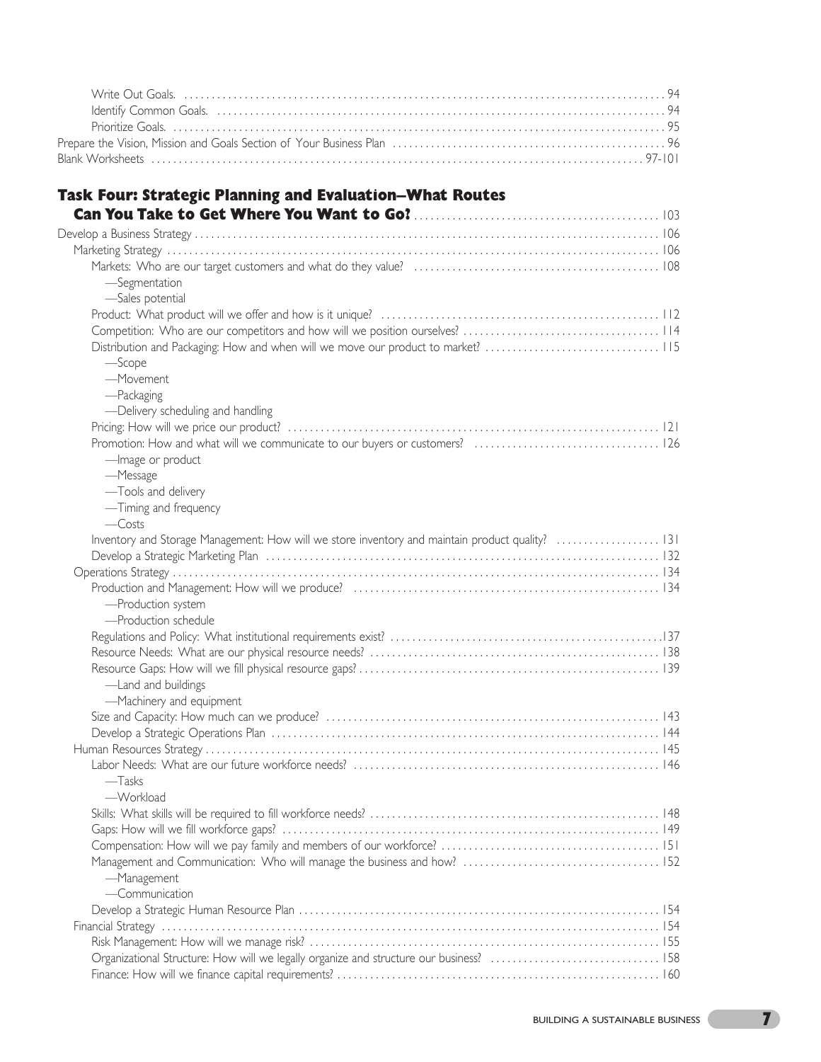Write Out Goals. 94
Identify Common Goals. 94
Prioritize Goals. 95
Prepare the Vision, Mission and Goals Section of Your Business Plan 96
Blank Worksheets 97-101

## Task Four: Strategic Planning and Evaluation–What Routes Can You Take to Get Where You Want to Go? 103

Develop a Business Strategy 106
- Marketing Strategy 106
  - Markets: Who are our target customers and what do they value? 108
    - —Segmentation
    - —Sales potential
  - Product: What product will we offer and how is it unique? 112
  - Competition: Who are our competitors and how will we position ourselves? 114
  - Distribution and Packaging: How and when will we move our product to market? 115
    - —Scope
    - —Movement
    - —Packaging
    - —Delivery scheduling and handling
  - Pricing: How will we price our product? 121
  - Promotion: How and what will we communicate to our buyers or customers? 126
    - —Image or product
    - —Message
    - —Tools and delivery
    - —Timing and frequency
    - —Costs
  - Inventory and Storage Management: How will we store inventory and maintain product quality? 131
  - Develop a Strategic Marketing Plan 132
- Operations Strategy 134
  - Production and Management: How will we produce? 134
    - —Production system
    - —Production schedule
  - Regulations and Policy: What institutional requirements exist? 137
  - Resource Needs: What are our physical resource needs? 138
  - Resource Gaps: How will we fill physical resource gaps? 139
    - —Land and buildings
    - —Machinery and equipment
  - Size and Capacity: How much can we produce? 143
  - Develop a Strategic Operations Plan 144
- Human Resources Strategy 145
  - Labor Needs: What are our future workforce needs? 146
    - —Tasks
    - —Workload
  - Skills: What skills will be required to fill workforce needs? 148
  - Gaps: How will we fill workforce gaps? 149
  - Compensation: How will we pay family and members of our workforce? 151
  - Management and Communication: Who will manage the business and how? 152
    - —Management
    - —Communication
  - Develop a Strategic Human Resource Plan 154
- Financial Strategy 154
  - Risk Management: How will we manage risk? 155
  - Organizational Structure: How will we legally organize and structure our business? 158
  - Finance: How will we finance capital requirements? 160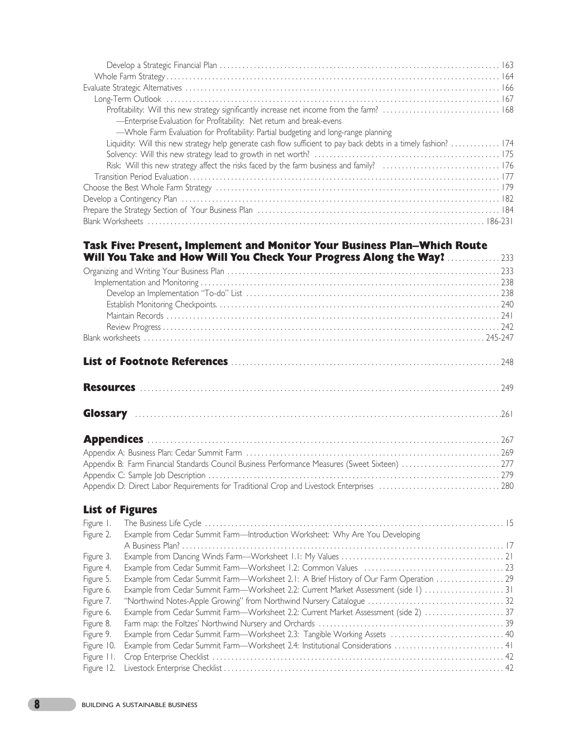Develop a Strategic Financial Plan ........................................................................................ 163
Whole Farm Strategy ............................................................................................................ 164
Evaluate Strategic Alternatives .................................................................................................. 166
Long-Term Outlook ............................................................................................................... 167
Profitability: Will this new strategy significantly increase net income from the farm? ............................ 168
—Enterprise Evaluation for Profitability: Net return and break-evens
—Whole Farm Evaluation for Profitability: Partial budgeting and long-range planning
Liquidity: Will this new strategy help generate cash flow sufficient to pay back debts in a timely fashion? ............. 174
Solvency: Will this new strategy lead to growth in net worth? ................................................ 175
Risk: Will this new strategy affect the risks faced by the farm business and family? ............................ 176
Transition Period Evaluation .................................................................................................... 177
Choose the Best Whole Farm Strategy ........................................................................................ 179
Develop a Contingency Plan ...................................................................................................... 182
Prepare the Strategy Section of Your Business Plan ....................................................................... 184
Blank Worksheets ........................................................................................................... 186-231

## Task Five: Present, Implement and Monitor Your Business Plan–Which Route Will You Take and How Will You Check Your Progress Along the Way? .............. 233

Organizing and Writing Your Business Plan ................................................................................. 233
Implementation and Monitoring ................................................................................................ 238
Develop an Implementation "To-do" List ..................................................................................... 238
Establish Monitoring Checkpoints .............................................................................................. 240
Maintain Records ................................................................................................................... 241
Review Progress .................................................................................................................... 242
Blank worksheets ........................................................................................................... 245-247

## List of Footnote References ........................................................................ 248

## Resources ........................................................................................................ 249

## Glossary ............................................................................................................ 261

## Appendices ....................................................................................................... 267

Appendix A: Business Plan: Cedar Summit Farm ......................................................................... 269
Appendix B: Farm Financial Standards Council Business Performance Measures (Sweet Sixteen) ............................ 277
Appendix C: Sample Job Description ........................................................................................ 279
Appendix D: Direct Labor Requirements for Traditional Crop and Livestock Enterprises ................................ 280

## List of Figures

Figure 1. The Business Life Cycle ............................................................................................ 15
Figure 2. Example from Cedar Summit Farm—Introduction Worksheet: Why Are You Developing A Business Plan? ........................................................................................................ 17
Figure 3. Example from Dancing Winds Farm—Worksheet 1.1: My Values ............................................ 21
Figure 4. Example from Cedar Summit Farm—Worksheet 1.2: Common Values ....................................... 23
Figure 5. Example from Cedar Summit Farm—Worksheet 2.1: A Brief History of Our Farm Operation ................. 29
Figure 6. Example from Cedar Summit Farm—Worksheet 2.2: Current Market Assessment (side 1) ..................... 31
Figure 7. "Northwind Notes-Apple Growing" from Northwind Nursery Catalogue ...................................... 32
Figure 6. Example from Cedar Summit Farm—Worksheet 2.2: Current Market Assessment (side 2) ..................... 37
Figure 8. Farm map: the Foltzes' Northwind Nursery and Orchards ..................................................... 39
Figure 9. Example from Cedar Summit Farm—Worksheet 2.3: Tangible Working Assets ................................ 40
Figure 10. Example from Cedar Summit Farm—Worksheet 2.4: Institutional Considerations ............................ 41
Figure 11. Crop Enterprise Checklist ........................................................................................ 42
Figure 12. Livestock Enterprise Checklist ................................................................................... 42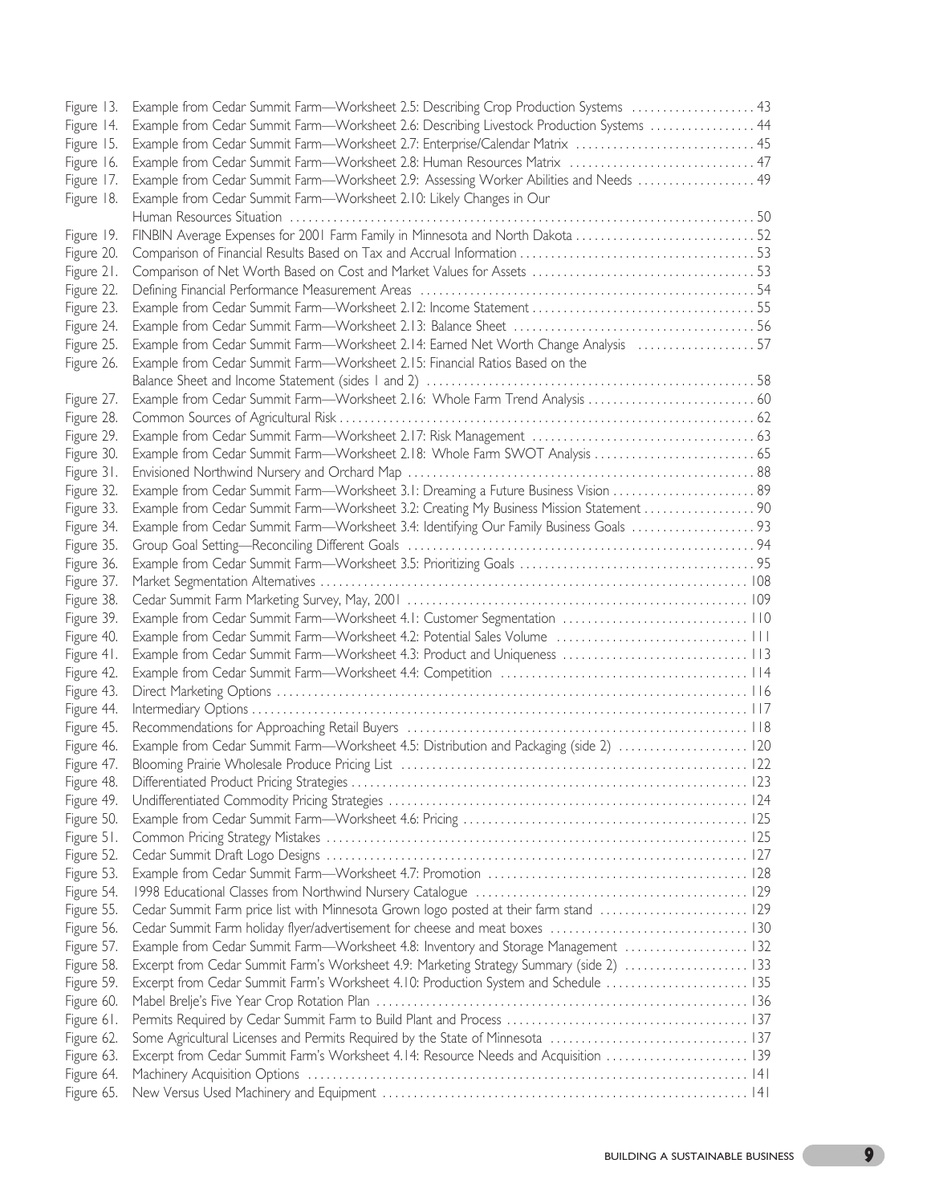| | | |
|---|---|---|
| Figure 13. | Example from Cedar Summit Farm—Worksheet 2.5: Describing Crop Production Systems | 43 |
| Figure 14. | Example from Cedar Summit Farm—Worksheet 2.6: Describing Livestock Production Systems | 44 |
| Figure 15. | Example from Cedar Summit Farm—Worksheet 2.7: Enterprise/Calendar Matrix | 45 |
| Figure 16. | Example from Cedar Summit Farm—Worksheet 2.8: Human Resources Matrix | 47 |
| Figure 17. | Example from Cedar Summit Farm—Worksheet 2.9: Assessing Worker Abilities and Needs | 49 |
| Figure 18. | Example from Cedar Summit Farm—Worksheet 2.10: Likely Changes in Our Human Resources Situation | 50 |
| Figure 19. | FINBIN Average Expenses for 2001 Farm Family in Minnesota and North Dakota | 52 |
| Figure 20. | Comparison of Financial Results Based on Tax and Accrual Information | 53 |
| Figure 21. | Comparison of Net Worth Based on Cost and Market Values for Assets | 53 |
| Figure 22. | Defining Financial Performance Measurement Areas | 54 |
| Figure 23. | Example from Cedar Summit Farm—Worksheet 2.12: Income Statement | 55 |
| Figure 24. | Example from Cedar Summit Farm—Worksheet 2.13: Balance Sheet | 56 |
| Figure 25. | Example from Cedar Summit Farm—Worksheet 2.14: Earned Net Worth Change Analysis | 57 |
| Figure 26. | Example from Cedar Summit Farm—Worksheet 2.15: Financial Ratios Based on the Balance Sheet and Income Statement (sides 1 and 2) | 58 |
| Figure 27. | Example from Cedar Summit Farm—Worksheet 2.16: Whole Farm Trend Analysis | 60 |
| Figure 28. | Common Sources of Agricultural Risk | 62 |
| Figure 29. | Example from Cedar Summit Farm—Worksheet 2.17: Risk Management | 63 |
| Figure 30. | Example from Cedar Summit Farm—Worksheet 2.18: Whole Farm SWOT Analysis | 65 |
| Figure 31. | Envisioned Northwind Nursery and Orchard Map | 88 |
| Figure 32. | Example from Cedar Summit Farm—Worksheet 3.1: Dreaming a Future Business Vision | 89 |
| Figure 33. | Example from Cedar Summit Farm—Worksheet 3.2: Creating My Business Mission Statement | 90 |
| Figure 34. | Example from Cedar Summit Farm—Worksheet 3.4: Identifying Our Family Business Goals | 93 |
| Figure 35. | Group Goal Setting—Reconciling Different Goals | 94 |
| Figure 36. | Example from Cedar Summit Farm—Worksheet 3.5: Prioritizing Goals | 95 |
| Figure 37. | Market Segmentation Alternatives | 108 |
| Figure 38. | Cedar Summit Farm Marketing Survey, May, 2001 | 109 |
| Figure 39. | Example from Cedar Summit Farm—Worksheet 4.1: Customer Segmentation | 110 |
| Figure 40. | Example from Cedar Summit Farm—Worksheet 4.2: Potential Sales Volume | 111 |
| Figure 41. | Example from Cedar Summit Farm—Worksheet 4.3: Product and Uniqueness | 113 |
| Figure 42. | Example from Cedar Summit Farm—Worksheet 4.4: Competition | 114 |
| Figure 43. | Direct Marketing Options | 116 |
| Figure 44. | Intermediary Options | 117 |
| Figure 45. | Recommendations for Approaching Retail Buyers | 118 |
| Figure 46. | Example from Cedar Summit Farm—Worksheet 4.5: Distribution and Packaging (side 2) | 120 |
| Figure 47. | Blooming Prairie Wholesale Produce Pricing List | 122 |
| Figure 48. | Differentiated Product Pricing Strategies | 123 |
| Figure 49. | Undifferentiated Commodity Pricing Strategies | 124 |
| Figure 50. | Example from Cedar Summit Farm—Worksheet 4.6: Pricing | 125 |
| Figure 51. | Common Pricing Strategy Mistakes | 125 |
| Figure 52. | Cedar Summit Draft Logo Designs | 127 |
| Figure 53. | Example from Cedar Summit Farm—Worksheet 4.7: Promotion | 128 |
| Figure 54. | 1998 Educational Classes from Northwind Nursery Catalogue | 129 |
| Figure 55. | Cedar Summit Farm price list with Minnesota Grown logo posted at their farm stand | 129 |
| Figure 56. | Cedar Summit Farm holiday flyer/advertisement for cheese and meat boxes | 130 |
| Figure 57. | Example from Cedar Summit Farm—Worksheet 4.8: Inventory and Storage Management | 132 |
| Figure 58. | Excerpt from Cedar Summit Farm's Worksheet 4.9: Marketing Strategy Summary (side 2) | 133 |
| Figure 59. | Excerpt from Cedar Summit Farm's Worksheet 4.10: Production System and Schedule | 135 |
| Figure 60. | Mabel Brelje's Five Year Crop Rotation Plan | 136 |
| Figure 61. | Permits Required by Cedar Summit Farm to Build Plant and Process | 137 |
| Figure 62. | Some Agricultural Licenses and Permits Required by the State of Minnesota | 137 |
| Figure 63. | Excerpt from Cedar Summit Farm's Worksheet 4.14: Resource Needs and Acquisition | 139 |
| Figure 64. | Machinery Acquisition Options | 141 |
| Figure 65. | New Versus Used Machinery and Equipment | 141 |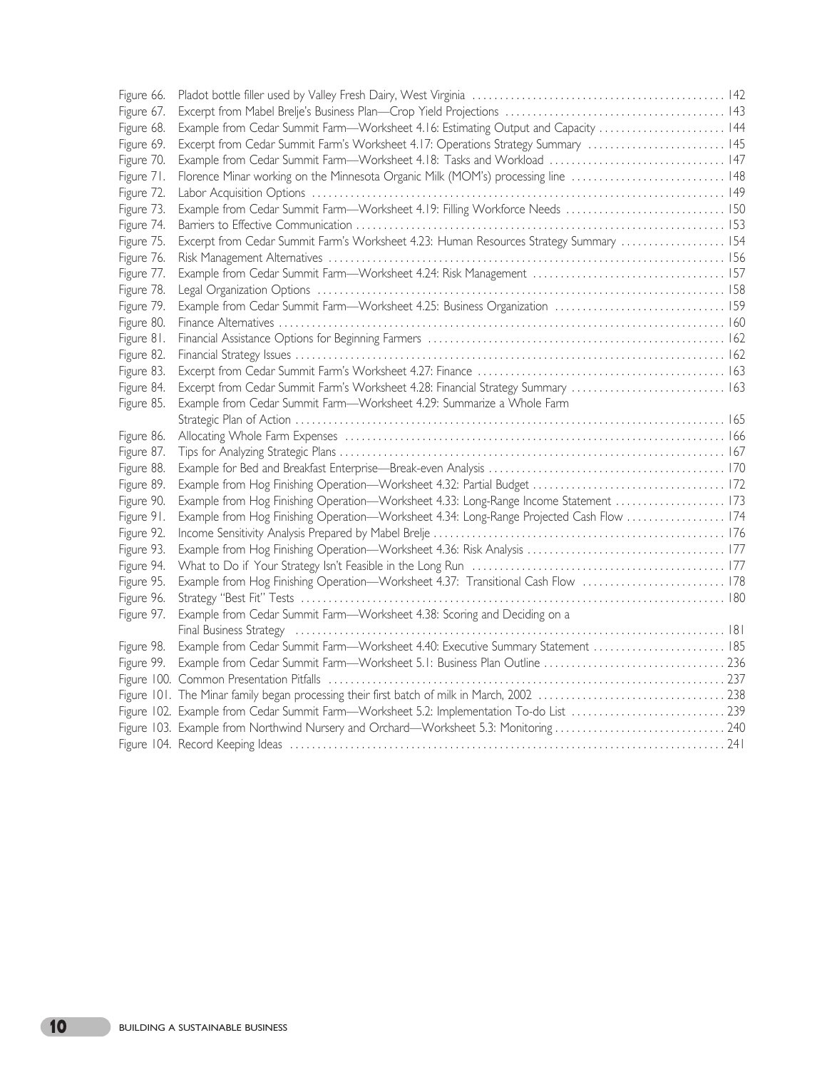Figure 66. Pladot bottle filler used by Valley Fresh Dairy, West Virginia ........ 142
Figure 67. Excerpt from Mabel Brelje's Business Plan—Crop Yield Projections ........ 143
Figure 68. Example from Cedar Summit Farm—Worksheet 4.16: Estimating Output and Capacity ........ 144
Figure 69. Excerpt from Cedar Summit Farm's Worksheet 4.17: Operations Strategy Summary ........ 145
Figure 70. Example from Cedar Summit Farm—Worksheet 4.18: Tasks and Workload ........ 147
Figure 71. Florence Minar working on the Minnesota Organic Milk (MOM's) processing line ........ 148
Figure 72. Labor Acquisition Options ........ 149
Figure 73. Example from Cedar Summit Farm—Worksheet 4.19: Filling Workforce Needs ........ 150
Figure 74. Barriers to Effective Communication ........ 153
Figure 75. Excerpt from Cedar Summit Farm's Worksheet 4.23: Human Resources Strategy Summary ........ 154
Figure 76. Risk Management Alternatives ........ 156
Figure 77. Example from Cedar Summit Farm—Worksheet 4.24: Risk Management ........ 157
Figure 78. Legal Organization Options ........ 158
Figure 79. Example from Cedar Summit Farm—Worksheet 4.25: Business Organization ........ 159
Figure 80. Finance Alternatives ........ 160
Figure 81. Financial Assistance Options for Beginning Farmers ........ 162
Figure 82. Financial Strategy Issues ........ 162
Figure 83. Excerpt from Cedar Summit Farm's Worksheet 4.27: Finance ........ 163
Figure 84. Excerpt from Cedar Summit Farm's Worksheet 4.28: Financial Strategy Summary ........ 163
Figure 85. Example from Cedar Summit Farm—Worksheet 4.29: Summarize a Whole Farm Strategic Plan of Action ........ 165
Figure 86. Allocating Whole Farm Expenses ........ 166
Figure 87. Tips for Analyzing Strategic Plans ........ 167
Figure 88. Example for Bed and Breakfast Enterprise—Break-even Analysis ........ 170
Figure 89. Example from Hog Finishing Operation—Worksheet 4.32: Partial Budget ........ 172
Figure 90. Example from Hog Finishing Operation—Worksheet 4.33: Long-Range Income Statement ........ 173
Figure 91. Example from Hog Finishing Operation—Worksheet 4.34: Long-Range Projected Cash Flow ........ 174
Figure 92. Income Sensitivity Analysis Prepared by Mabel Brelje ........ 176
Figure 93. Example from Hog Finishing Operation—Worksheet 4.36: Risk Analysis ........ 177
Figure 94. What to Do if Your Strategy Isn't Feasible in the Long Run ........ 177
Figure 95. Example from Hog Finishing Operation—Worksheet 4.37: Transitional Cash Flow ........ 178
Figure 96. Strategy "Best Fit" Tests ........ 180
Figure 97. Example from Cedar Summit Farm—Worksheet 4.38: Scoring and Deciding on a Final Business Strategy ........ 181
Figure 98. Example from Cedar Summit Farm—Worksheet 4.40: Executive Summary Statement ........ 185
Figure 99. Example from Cedar Summit Farm—Worksheet 5.1: Business Plan Outline ........ 236
Figure 100. Common Presentation Pitfalls ........ 237
Figure 101. The Minar family began processing their first batch of milk in March, 2002 ........ 238
Figure 102. Example from Cedar Summit Farm—Worksheet 5.2: Implementation To-do List ........ 239
Figure 103. Example from Northwind Nursery and Orchard—Worksheet 5.3: Monitoring ........ 240
Figure 104. Record Keeping Ideas ........ 241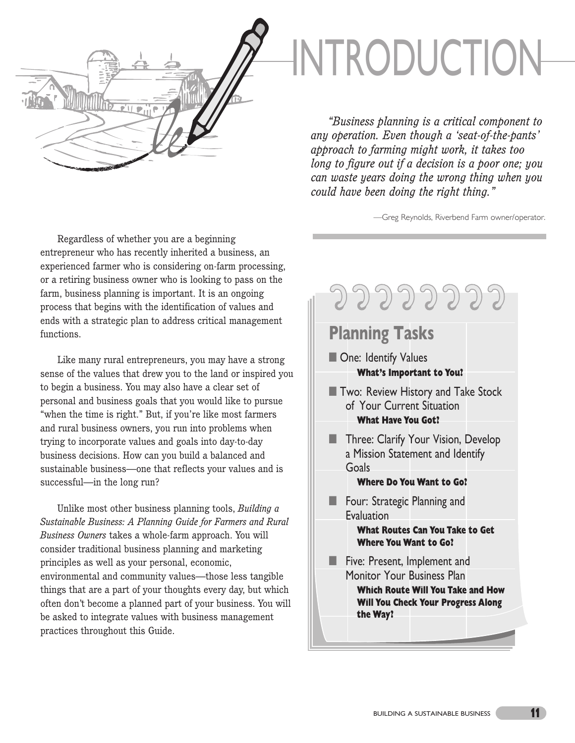# INTRODUCTION

> *"Business planning is a critical component to any operation. Even though a 'seat-of-the-pants' approach to farming might work, it takes too long to figure out if a decision is a poor one; you can waste years doing the wrong thing when you could have been doing the right thing."*
>
> —Greg Reynolds, Riverbend Farm owner/operator.

Regardless of whether you are a beginning entrepreneur who has recently inherited a business, an experienced farmer who is considering on-farm processing, or a retiring business owner who is looking to pass on the farm, business planning is important. It is an ongoing process that begins with the identification of values and ends with a strategic plan to address critical management functions.

Like many rural entrepreneurs, you may have a strong sense of the values that drew you to the land or inspired you to begin a business. You may also have a clear set of personal and business goals that you would like to pursue "when the time is right." But, if you're like most farmers and rural business owners, you run into problems when trying to incorporate values and goals into day-to-day business decisions. How can you build a balanced and sustainable business—one that reflects your values and is successful—in the long run?

Unlike most other business planning tools, *Building a Sustainable Business: A Planning Guide for Farmers and Rural Business Owners* takes a whole-farm approach. You will consider traditional business planning and marketing principles as well as your personal, economic, environmental and community values—those less tangible things that are a part of your thoughts every day, but which often don't become a planned part of your business. You will be asked to integrate values with business management practices throughout this Guide.

## Planning Tasks

- One: Identify Values
  **What's Important to You?**
- Two: Review History and Take Stock of Your Current Situation
  **What Have You Got?**
- Three: Clarify Your Vision, Develop a Mission Statement and Identify Goals
  **Where Do You Want to Go?**
- Four: Strategic Planning and Evaluation
  **What Routes Can You Take to Get Where You Want to Go?**
- Five: Present, Implement and Monitor Your Business Plan
  **Which Route Will You Take and How Will You Check Your Progress Along the Way?**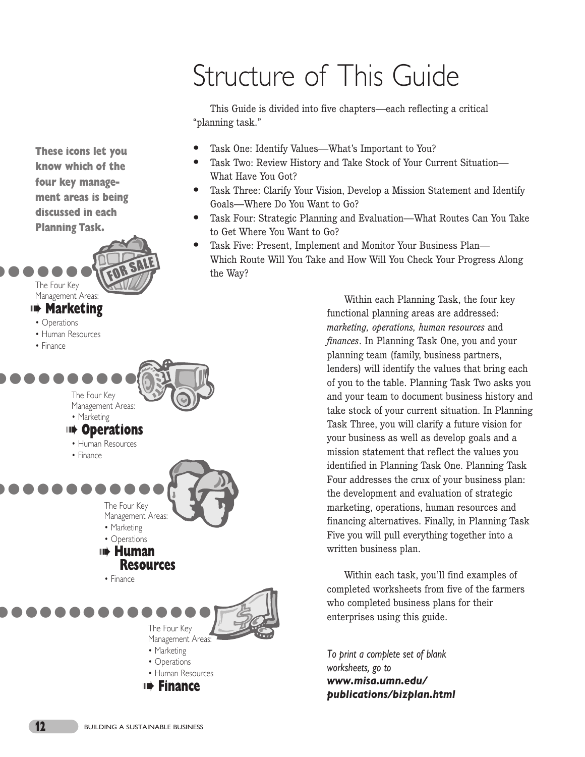# Structure of This Guide

This Guide is divided into five chapters—each reflecting a critical "planning task."

- Task One: Identify Values—What's Important to You?
- Task Two: Review History and Take Stock of Your Current Situation—What Have You Got?
- Task Three: Clarify Your Vision, Develop a Mission Statement and Identify Goals—Where Do You Want to Go?
- Task Four: Strategic Planning and Evaluation—What Routes Can You Take to Get Where You Want to Go?
- Task Five: Present, Implement and Monitor Your Business Plan—Which Route Will You Take and How Will You Check Your Progress Along the Way?

**These icons let you know which of the four key management areas is being discussed in each Planning Task.**

The Four Key Management Areas:
- **Marketing**
- Operations
- Human Resources
- Finance

The Four Key Management Areas:
- Marketing
- **Operations**
- Human Resources
- Finance

The Four Key Management Areas:
- Marketing
- Operations
- **Human Resources**
- Finance

The Four Key Management Areas:
- Marketing
- Operations
- Human Resources
- **Finance**

Within each Planning Task, the four key functional planning areas are addressed: *marketing, operations, human resources* and *finances*. In Planning Task One, you and your planning team (family, business partners, lenders) will identify the values that bring each of you to the table. Planning Task Two asks you and your team to document business history and take stock of your current situation. In Planning Task Three, you will clarify a future vision for your business as well as develop goals and a mission statement that reflect the values you identified in Planning Task One. Planning Task Four addresses the crux of your business plan: the development and evaluation of strategic marketing, operations, human resources and financing alternatives. Finally, in Planning Task Five you will pull everything together into a written business plan.

Within each task, you'll find examples of completed worksheets from five of the farmers who completed business plans for their enterprises using this guide.

*To print a complete set of blank worksheets, go to* ***www.misa.umn.edu/publications/bizplan.html***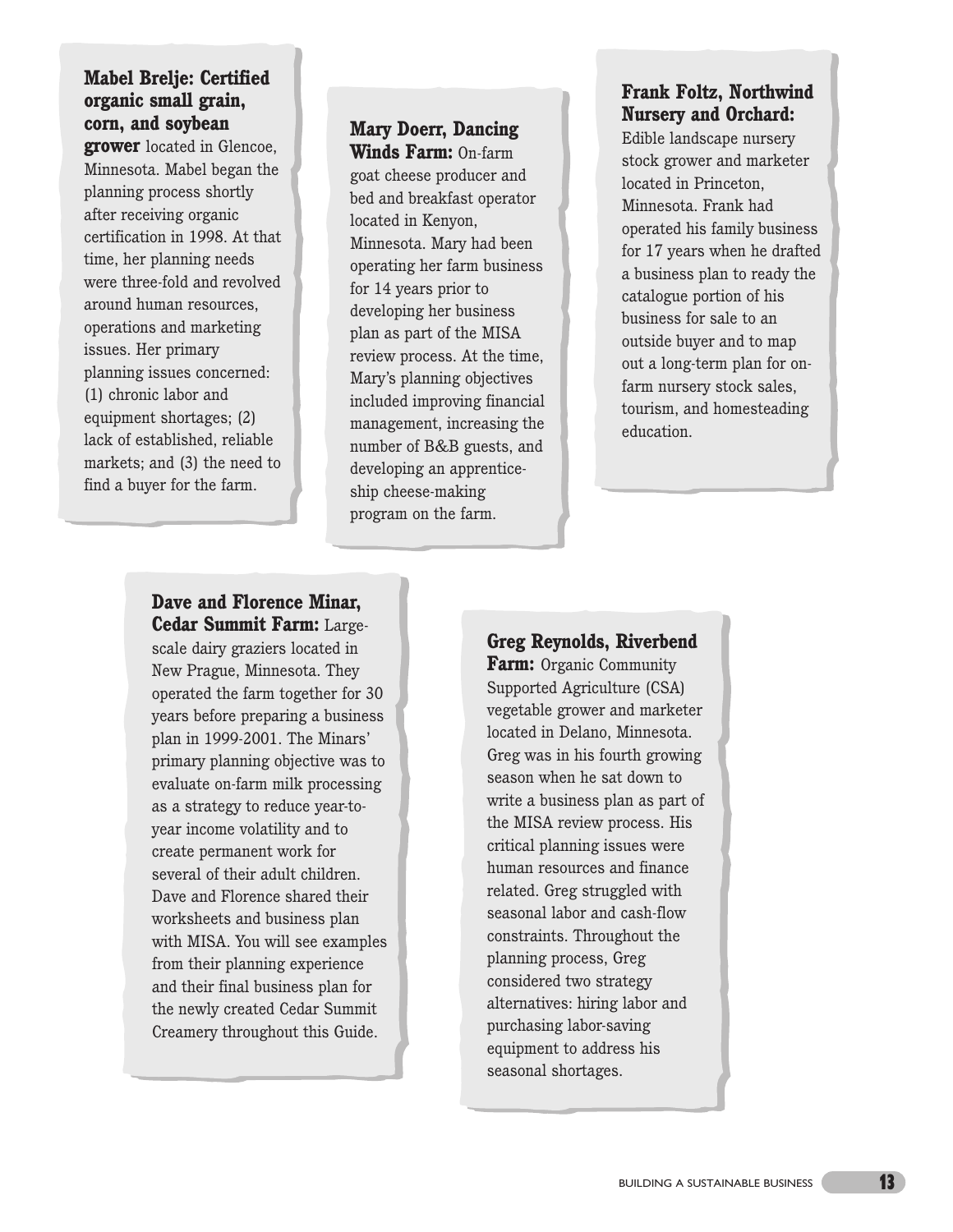**Mabel Brelje: Certified organic small grain, corn, and soybean grower** located in Glencoe, Minnesota. Mabel began the planning process shortly after receiving organic certification in 1998. At that time, her planning needs were three-fold and revolved around human resources, operations and marketing issues. Her primary planning issues concerned: (1) chronic labor and equipment shortages; (2) lack of established, reliable markets; and (3) the need to find a buyer for the farm.

**Mary Doerr, Dancing Winds Farm:** On-farm goat cheese producer and bed and breakfast operator located in Kenyon, Minnesota. Mary had been operating her farm business for 14 years prior to developing her business plan as part of the MISA review process. At the time, Mary's planning objectives included improving financial management, increasing the number of B&B guests, and developing an apprenticeship cheese-making program on the farm.

**Frank Foltz, Northwind Nursery and Orchard:** Edible landscape nursery stock grower and marketer located in Princeton, Minnesota. Frank had operated his family business for 17 years when he drafted a business plan to ready the catalogue portion of his business for sale to an outside buyer and to map out a long-term plan for on-farm nursery stock sales, tourism, and homesteading education.

**Dave and Florence Minar, Cedar Summit Farm:** Large-scale dairy graziers located in New Prague, Minnesota. They operated the farm together for 30 years before preparing a business plan in 1999-2001. The Minars' primary planning objective was to evaluate on-farm milk processing as a strategy to reduce year-to-year income volatility and to create permanent work for several of their adult children. Dave and Florence shared their worksheets and business plan with MISA. You will see examples from their planning experience and their final business plan for the newly created Cedar Summit Creamery throughout this Guide.

**Greg Reynolds, Riverbend Farm:** Organic Community Supported Agriculture (CSA) vegetable grower and marketer located in Delano, Minnesota. Greg was in his fourth growing season when he sat down to write a business plan as part of the MISA review process. His critical planning issues were human resources and finance related. Greg struggled with seasonal labor and cash-flow constraints. Throughout the planning process, Greg considered two strategy alternatives: hiring labor and purchasing labor-saving equipment to address his seasonal shortages.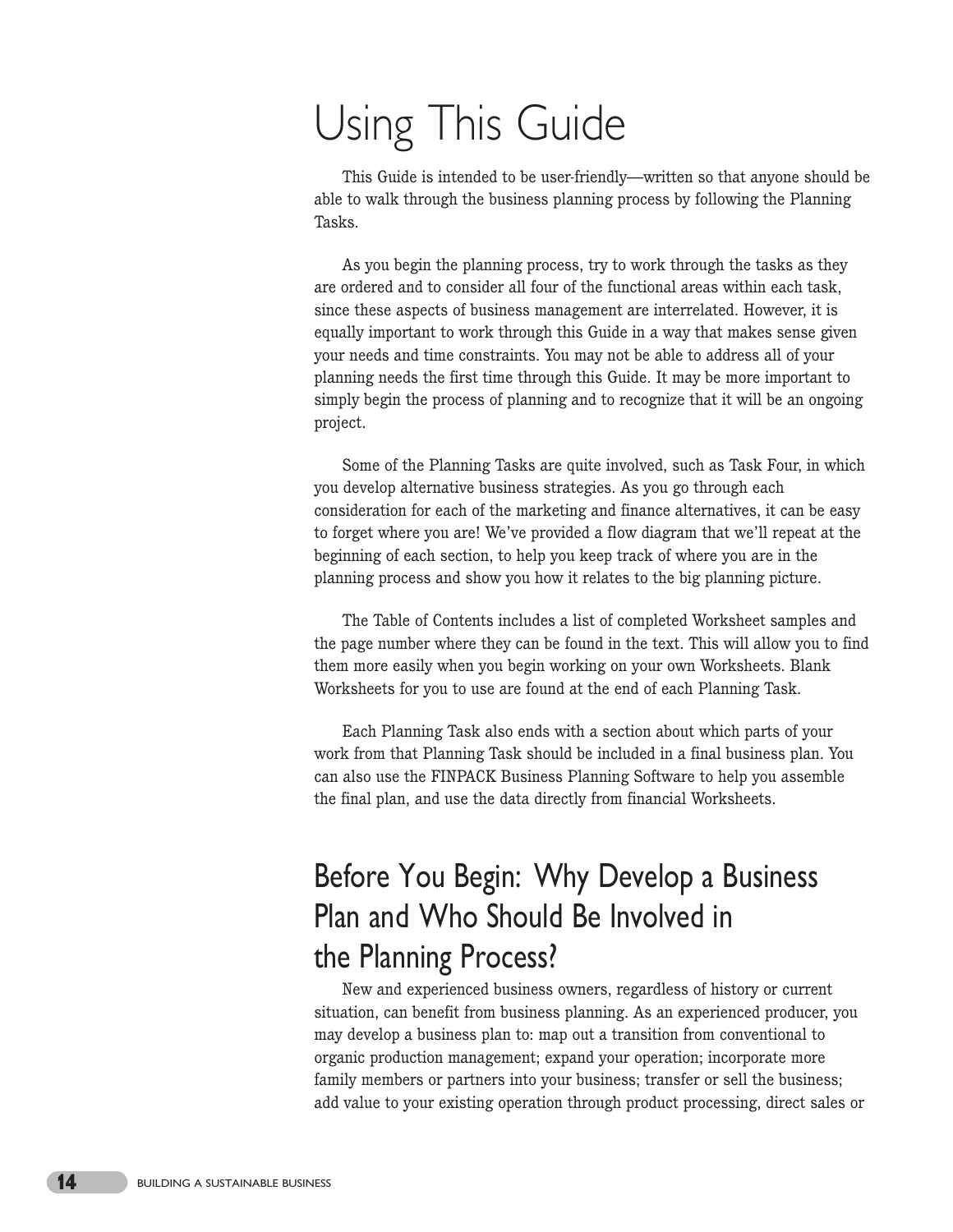# Using This Guide

This Guide is intended to be user-friendly—written so that anyone should be able to walk through the business planning process by following the Planning Tasks.

As you begin the planning process, try to work through the tasks as they are ordered and to consider all four of the functional areas within each task, since these aspects of business management are interrelated. However, it is equally important to work through this Guide in a way that makes sense given your needs and time constraints. You may not be able to address all of your planning needs the first time through this Guide. It may be more important to simply begin the process of planning and to recognize that it will be an ongoing project.

Some of the Planning Tasks are quite involved, such as Task Four, in which you develop alternative business strategies. As you go through each consideration for each of the marketing and finance alternatives, it can be easy to forget where you are! We've provided a flow diagram that we'll repeat at the beginning of each section, to help you keep track of where you are in the planning process and show you how it relates to the big planning picture.

The Table of Contents includes a list of completed Worksheet samples and the page number where they can be found in the text. This will allow you to find them more easily when you begin working on your own Worksheets. Blank Worksheets for you to use are found at the end of each Planning Task.

Each Planning Task also ends with a section about which parts of your work from that Planning Task should be included in a final business plan. You can also use the FINPACK Business Planning Software to help you assemble the final plan, and use the data directly from financial Worksheets.

## Before You Begin: Why Develop a Business Plan and Who Should Be Involved in the Planning Process?

New and experienced business owners, regardless of history or current situation, can benefit from business planning. As an experienced producer, you may develop a business plan to: map out a transition from conventional to organic production management; expand your operation; incorporate more family members or partners into your business; transfer or sell the business; add value to your existing operation through product processing, direct sales or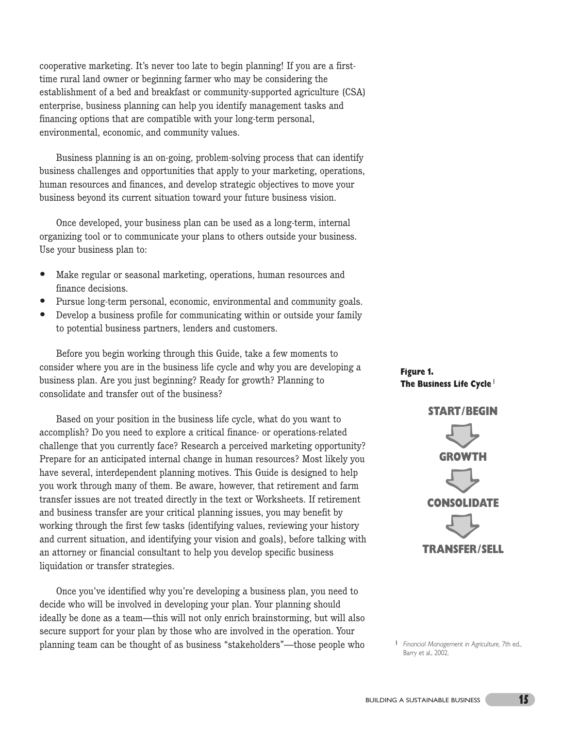cooperative marketing. It's never too late to begin planning! If you are a first-time rural land owner or beginning farmer who may be considering the establishment of a bed and breakfast or community-supported agriculture (CSA) enterprise, business planning can help you identify management tasks and financing options that are compatible with your long-term personal, environmental, economic, and community values.

Business planning is an on-going, problem-solving process that can identify business challenges and opportunities that apply to your marketing, operations, human resources and finances, and develop strategic objectives to move your business beyond its current situation toward your future business vision.

Once developed, your business plan can be used as a long-term, internal organizing tool or to communicate your plans to others outside your business. Use your business plan to:

- Make regular or seasonal marketing, operations, human resources and finance decisions.
- Pursue long-term personal, economic, environmental and community goals.
- Develop a business profile for communicating within or outside your family to potential business partners, lenders and customers.

Before you begin working through this Guide, take a few moments to consider where you are in the business life cycle and why you are developing a business plan. Are you just beginning? Ready for growth? Planning to consolidate and transfer out of the business?

**Figure 1. The Business Life Cycle**[1]

START/BEGIN

GROWTH

CONSOLIDATE

TRANSFER/SELL

Based on your position in the business life cycle, what do you want to accomplish? Do you need to explore a critical finance- or operations-related challenge that you currently face? Research a perceived marketing opportunity? Prepare for an anticipated internal change in human resources? Most likely you have several, interdependent planning motives. This Guide is designed to help you work through many of them. Be aware, however, that retirement and farm transfer issues are not treated directly in the text or Worksheets. If retirement and business transfer are your critical planning issues, you may benefit by working through the first few tasks (identifying values, reviewing your history and current situation, and identifying your vision and goals), before talking with an attorney or financial consultant to help you develop specific business liquidation or transfer strategies.

Once you've identified why you're developing a business plan, you need to decide who will be involved in developing your plan. Your planning should ideally be done as a team—this will not only enrich brainstorming, but will also secure support for your plan by those who are involved in the operation. Your planning team can be thought of as business "stakeholders"—those people who

[1] *Financial Management in Agriculture*, 7th ed., Barry et al., 2002.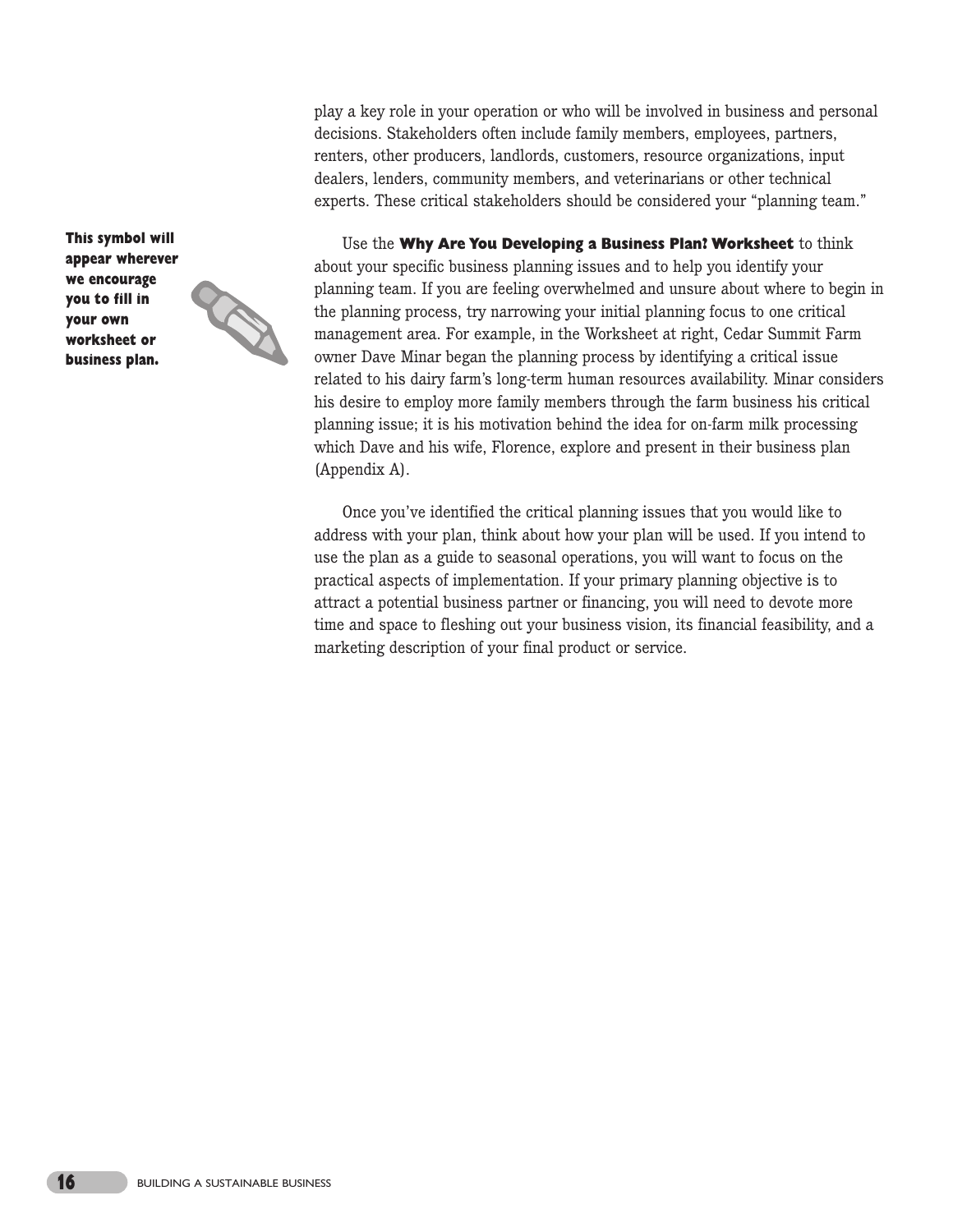play a key role in your operation or who will be involved in business and personal decisions. Stakeholders often include family members, employees, partners, renters, other producers, landlords, customers, resource organizations, input dealers, lenders, community members, and veterinarians or other technical experts. These critical stakeholders should be considered your "planning team."

**This symbol will appear wherever we encourage you to fill in your own worksheet or business plan.**

Use the **Why Are You Developing a Business Plan? Worksheet** to think about your specific business planning issues and to help you identify your planning team. If you are feeling overwhelmed and unsure about where to begin in the planning process, try narrowing your initial planning focus to one critical management area. For example, in the Worksheet at right, Cedar Summit Farm owner Dave Minar began the planning process by identifying a critical issue related to his dairy farm's long-term human resources availability. Minar considers his desire to employ more family members through the farm business his critical planning issue; it is his motivation behind the idea for on-farm milk processing which Dave and his wife, Florence, explore and present in their business plan (Appendix A).

Once you've identified the critical planning issues that you would like to address with your plan, think about how your plan will be used. If you intend to use the plan as a guide to seasonal operations, you will want to focus on the practical aspects of implementation. If your primary planning objective is to attract a potential business partner or financing, you will need to devote more time and space to fleshing out your business vision, its financial feasibility, and a marketing description of your final product or service.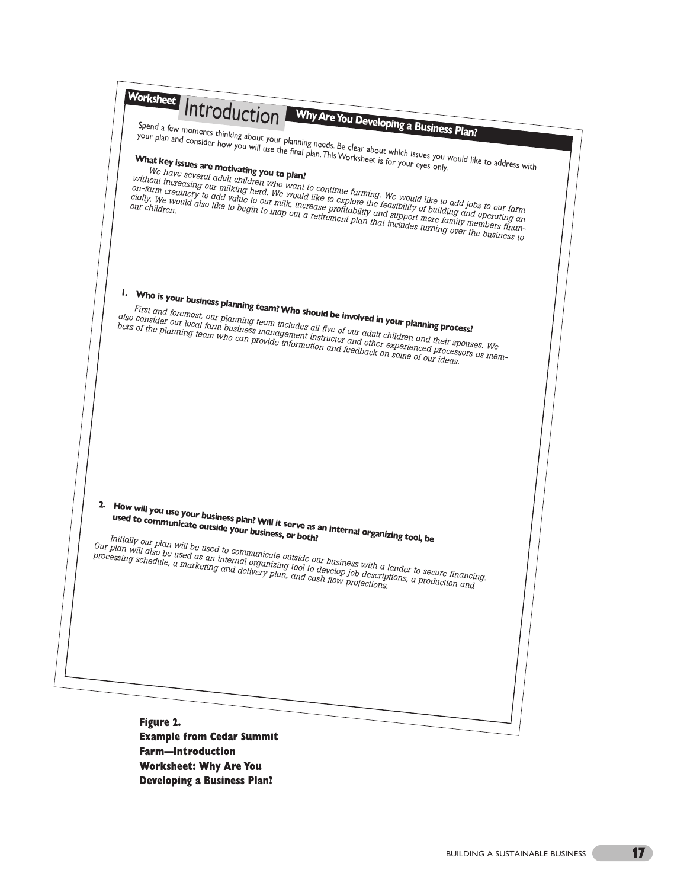**Worksheet** Introduction **Why Are You Developing a Business Plan?**

Spend a few moments thinking about your planning needs. Be clear about which issues you would like to address with your plan and consider how you will use the final plan. This Worksheet is for your eyes only.

**What key issues are motivating you to plan?**

*We have several adult children who want to continue farming. We would like to add jobs to our farm without increasing our milking herd. We would like to explore the feasibility of building and operating an on-farm creamery to add value to our milk, increase profitability and support more family members financially. We would also like to begin to map out a retirement plan that includes turning over the business to our children.*

**1. Who is your business planning team? Who should be involved in your planning process?**

*First and foremost, our planning team includes all five of our adult children and their spouses. We also consider our local farm business management instructor and other experienced processors as members of the planning team who can provide information and feedback on some of our ideas.*

**2. How will you use your business plan? Will it serve as an internal organizing tool, be used to communicate outside your business, or both?**

*Initially our plan will be used to communicate outside our business with a lender to secure financing. Our plan will also be used as an internal organizing tool to develop job descriptions, a production and processing schedule, a marketing and delivery plan, and cash flow projections.*

**Figure 2. Example from Cedar Summit Farm—Introduction Worksheet: Why Are You Developing a Business Plan?**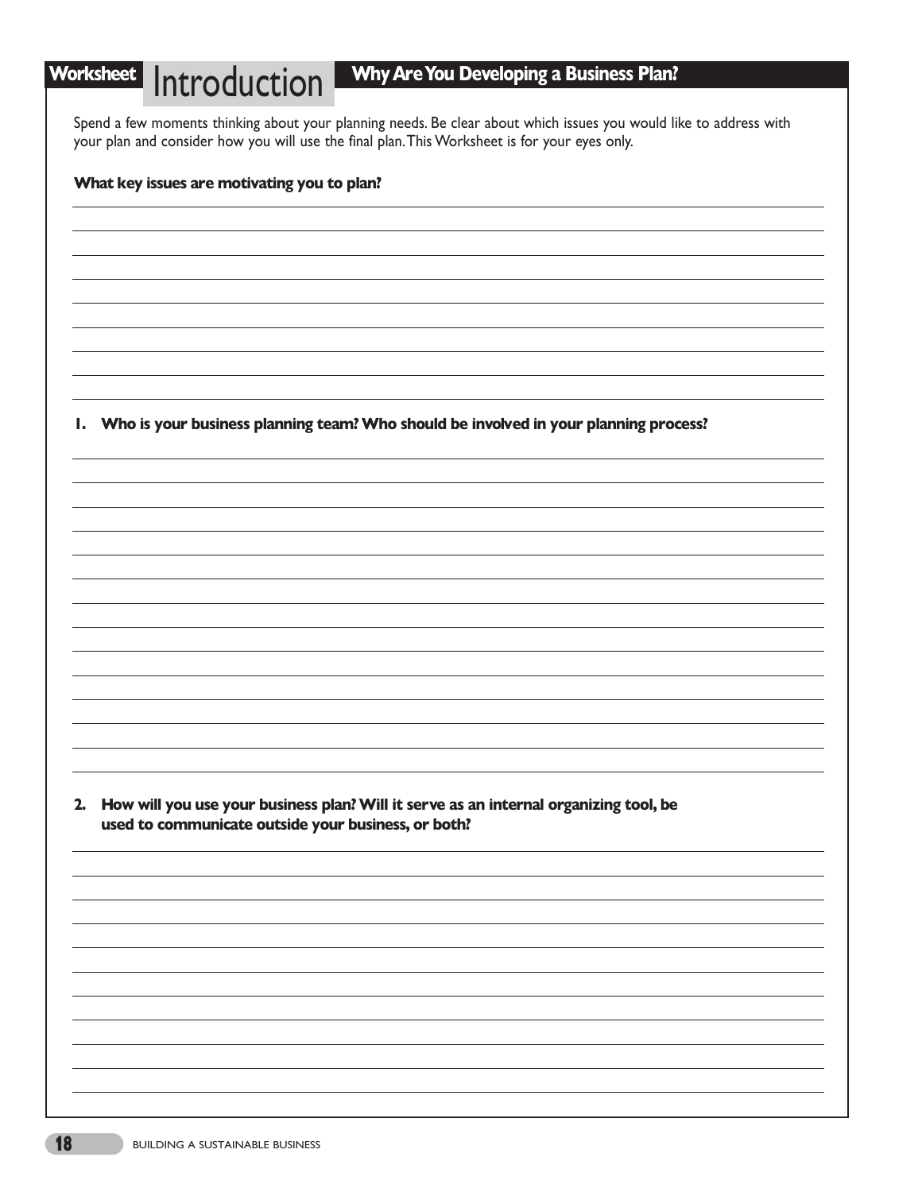# Worksheet Introduction — Why Are You Developing a Business Plan?

Spend a few moments thinking about your planning needs. Be clear about which issues you would like to address with your plan and consider how you will use the final plan. This Worksheet is for your eyes only.

**What key issues are motivating you to plan?**

1. **Who is your business planning team? Who should be involved in your planning process?**

2. **How will you use your business plan? Will it serve as an internal organizing tool, be used to communicate outside your business, or both?**